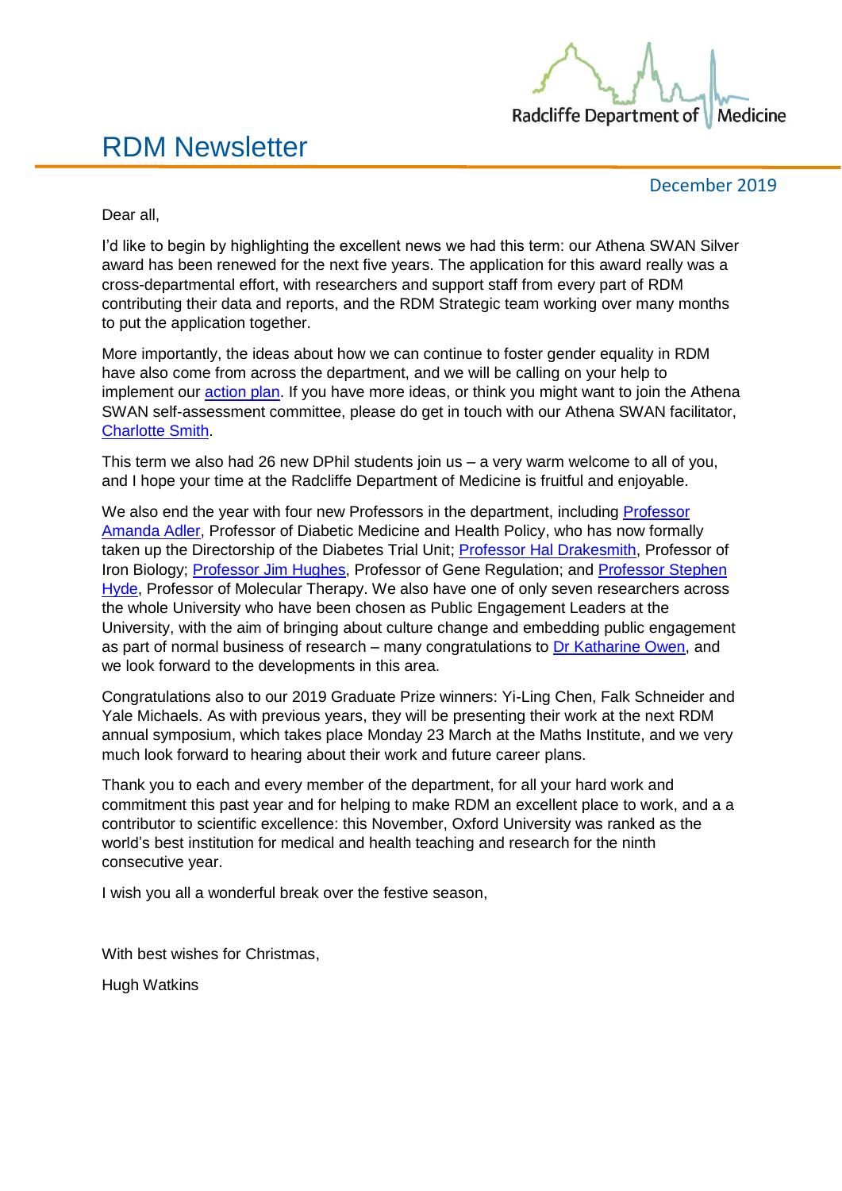Radcliffe Department of Medicine

# RDM Newsletter

December 2019

Dear all,

I'd like to begin by highlighting the excellent news we had this term: our Athena SWAN Silver award has been renewed for the next five years. The application for this award really was a cross-departmental effort, with researchers and support staff from every part of RDM contributing their data and reports, and the RDM Strategic team working over many months to put the application together.

More importantly, the ideas about how we can continue to foster gender equality in RDM have also come from across the department, and we will be calling on your help to implement our action plan. If you have more ideas, or think you might want to join the Athena SWAN self-assessment committee, please do get in touch with our Athena SWAN facilitator, Charlotte Smith.

This term we also had 26 new DPhil students join us – a very warm welcome to all of you, and I hope your time at the Radcliffe Department of Medicine is fruitful and enjoyable.

We also end the year with four new Professors in the department, including Professor Amanda Adler, Professor of Diabetic Medicine and Health Policy, who has now formally taken up the Directorship of the Diabetes Trial Unit; Professor Hal Drakesmith, Professor of Iron Biology; Professor Jim Hughes, Professor of Gene Regulation; and Professor Stephen Hyde, Professor of Molecular Therapy. We also have one of only seven researchers across the whole University who have been chosen as Public Engagement Leaders at the University, with the aim of bringing about culture change and embedding public engagement as part of normal business of research – many congratulations to Dr Katharine Owen, and we look forward to the developments in this area.

Congratulations also to our 2019 Graduate Prize winners: Yi-Ling Chen, Falk Schneider and Yale Michaels. As with previous years, they will be presenting their work at the next RDM annual symposium, which takes place Monday 23 March at the Maths Institute, and we very much look forward to hearing about their work and future career plans.

Thank you to each and every member of the department, for all your hard work and commitment this past year and for helping to make RDM an excellent place to work, and a a contributor to scientific excellence: this November, Oxford University was ranked as the world's best institution for medical and health teaching and research for the ninth consecutive year.

I wish you all a wonderful break over the festive season,

With best wishes for Christmas,

Hugh Watkins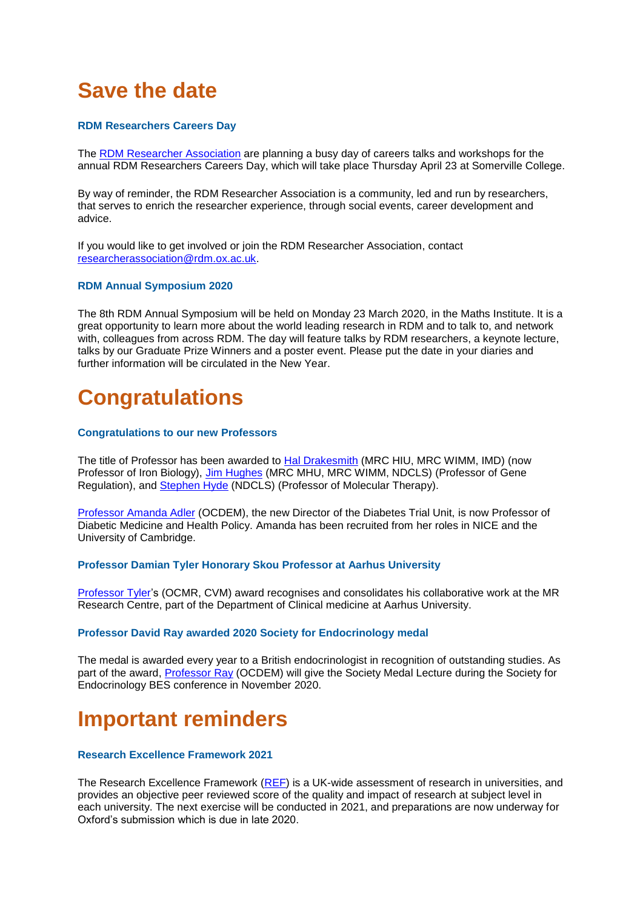# Save the date

### RDM Researchers Careers Day

The RDM Researcher Association are planning a busy day of careers talks and workshops for the annual RDM Researchers Careers Day, which will take place Thursday April 23 at Somerville College.

By way of reminder, the RDM Researcher Association is a community, led and run by researchers, that serves to enrich the researcher experience, through social events, career development and advice.

If you would like to get involved or join the RDM Researcher Association, contact researcherassociation@rdm.ox.ac.uk.

### RDM Annual Symposium 2020

The 8th RDM Annual Symposium will be held on Monday 23 March 2020, in the Maths Institute. It is a great opportunity to learn more about the world leading research in RDM and to talk to, and network with, colleagues from across RDM. The day will feature talks by RDM researchers, a keynote lecture, talks by our Graduate Prize Winners and a poster event. Please put the date in your diaries and further information will be circulated in the New Year.

# Congratulations

### Congratulations to our new Professors

The title of Professor has been awarded to Hal Drakesmith (MRC HIU, MRC WIMM, IMD) (now Professor of Iron Biology), Jim Hughes (MRC MHU, MRC WIMM, NDCLS) (Professor of Gene Regulation), and Stephen Hyde (NDCLS) (Professor of Molecular Therapy).

Professor Amanda Adler (OCDEM), the new Director of the Diabetes Trial Unit, is now Professor of Diabetic Medicine and Health Policy. Amanda has been recruited from her roles in NICE and the University of Cambridge.

### Professor Damian Tyler Honorary Skou Professor at Aarhus University

Professor Tyler's (OCMR, CVM) award recognises and consolidates his collaborative work at the MR Research Centre, part of the Department of Clinical medicine at Aarhus University.

### Professor David Ray awarded 2020 Society for Endocrinology medal

The medal is awarded every year to a British endocrinologist in recognition of outstanding studies. As part of the award, Professor Ray (OCDEM) will give the Society Medal Lecture during the Society for Endocrinology BES conference in November 2020.

# Important reminders

### Research Excellence Framework 2021

The Research Excellence Framework (REF) is a UK-wide assessment of research in universities, and provides an objective peer reviewed score of the quality and impact of research at subject level in each university. The next exercise will be conducted in 2021, and preparations are now underway for Oxford's submission which is due in late 2020.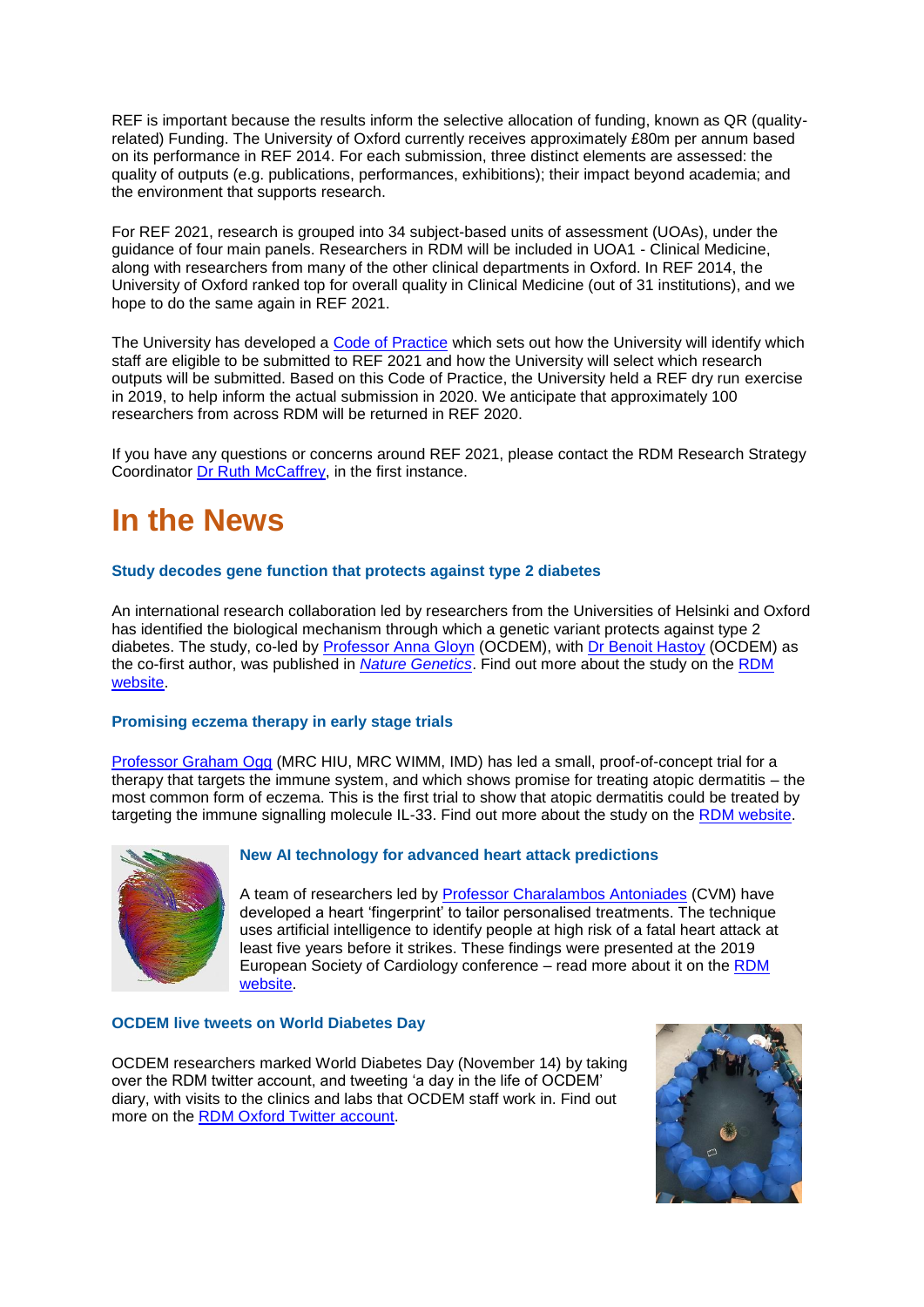REF is important because the results inform the selective allocation of funding, known as QR (quality-related) Funding. The University of Oxford currently receives approximately £80m per annum based on its performance in REF 2014. For each submission, three distinct elements are assessed: the quality of outputs (e.g. publications, performances, exhibitions); their impact beyond academia; and the environment that supports research.

For REF 2021, research is grouped into 34 subject-based units of assessment (UOAs), under the guidance of four main panels. Researchers in RDM will be included in UOA1 - Clinical Medicine, along with researchers from many of the other clinical departments in Oxford. In REF 2014, the University of Oxford ranked top for overall quality in Clinical Medicine (out of 31 institutions), and we hope to do the same again in REF 2021.

The University has developed a Code of Practice which sets out how the University will identify which staff are eligible to be submitted to REF 2021 and how the University will select which research outputs will be submitted. Based on this Code of Practice, the University held a REF dry run exercise in 2019, to help inform the actual submission in 2020. We anticipate that approximately 100 researchers from across RDM will be returned in REF 2020.

If you have any questions or concerns around REF 2021, please contact the RDM Research Strategy Coordinator Dr Ruth McCaffrey, in the first instance.

# In the News

### Study decodes gene function that protects against type 2 diabetes

An international research collaboration led by researchers from the Universities of Helsinki and Oxford has identified the biological mechanism through which a genetic variant protects against type 2 diabetes. The study, co-led by Professor Anna Gloyn (OCDEM), with Dr Benoit Hastoy (OCDEM) as the co-first author, was published in *Nature Genetics*. Find out more about the study on the RDM website.

### Promising eczema therapy in early stage trials

Professor Graham Ogg (MRC HIU, MRC WIMM, IMD) has led a small, proof-of-concept trial for a therapy that targets the immune system, and which shows promise for treating atopic dermatitis – the most common form of eczema. This is the first trial to show that atopic dermatitis could be treated by targeting the immune signalling molecule IL-33. Find out more about the study on the RDM website.

### New AI technology for advanced heart attack predictions

A team of researchers led by Professor Charalambos Antoniades (CVM) have developed a heart 'fingerprint' to tailor personalised treatments. The technique uses artificial intelligence to identify people at high risk of a fatal heart attack at least five years before it strikes. These findings were presented at the 2019 European Society of Cardiology conference – read more about it on the RDM website.

### OCDEM live tweets on World Diabetes Day

OCDEM researchers marked World Diabetes Day (November 14) by taking over the RDM twitter account, and tweeting 'a day in the life of OCDEM' diary, with visits to the clinics and labs that OCDEM staff work in. Find out more on the RDM Oxford Twitter account.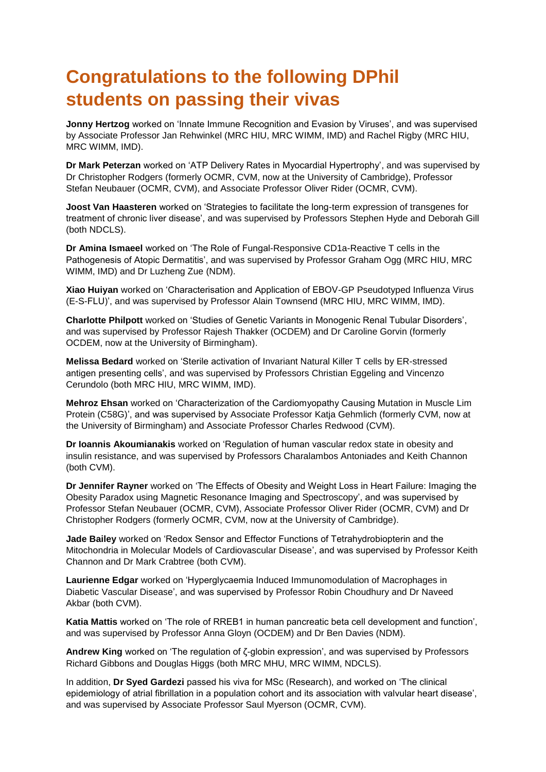# Congratulations to the following DPhil students on passing their vivas

**Jonny Hertzog** worked on 'Innate Immune Recognition and Evasion by Viruses', and was supervised by Associate Professor Jan Rehwinkel (MRC HIU, MRC WIMM, IMD) and Rachel Rigby (MRC HIU, MRC WIMM, IMD).

**Dr Mark Peterzan** worked on 'ATP Delivery Rates in Myocardial Hypertrophy', and was supervised by Dr Christopher Rodgers (formerly OCMR, CVM, now at the University of Cambridge), Professor Stefan Neubauer (OCMR, CVM), and Associate Professor Oliver Rider (OCMR, CVM).

**Joost Van Haasteren** worked on 'Strategies to facilitate the long-term expression of transgenes for treatment of chronic liver disease', and was supervised by Professors Stephen Hyde and Deborah Gill (both NDCLS).

**Dr Amina Ismaeel** worked on 'The Role of Fungal-Responsive CD1a-Reactive T cells in the Pathogenesis of Atopic Dermatitis', and was supervised by Professor Graham Ogg (MRC HIU, MRC WIMM, IMD) and Dr Luzheng Zue (NDM).

**Xiao Huiyan** worked on 'Characterisation and Application of EBOV-GP Pseudotyped Influenza Virus (E-S-FLU)', and was supervised by Professor Alain Townsend (MRC HIU, MRC WIMM, IMD).

**Charlotte Philpott** worked on 'Studies of Genetic Variants in Monogenic Renal Tubular Disorders', and was supervised by Professor Rajesh Thakker (OCDEM) and Dr Caroline Gorvin (formerly OCDEM, now at the University of Birmingham).

**Melissa Bedard** worked on 'Sterile activation of Invariant Natural Killer T cells by ER-stressed antigen presenting cells', and was supervised by Professors Christian Eggeling and Vincenzo Cerundolo (both MRC HIU, MRC WIMM, IMD).

**Mehroz Ehsan** worked on 'Characterization of the Cardiomyopathy Causing Mutation in Muscle Lim Protein (C58G)', and was supervised by Associate Professor Katja Gehmlich (formerly CVM, now at the University of Birmingham) and Associate Professor Charles Redwood (CVM).

**Dr Ioannis Akoumianakis** worked on 'Regulation of human vascular redox state in obesity and insulin resistance, and was supervised by Professors Charalambos Antoniades and Keith Channon (both CVM).

**Dr Jennifer Rayner** worked on 'The Effects of Obesity and Weight Loss in Heart Failure: Imaging the Obesity Paradox using Magnetic Resonance Imaging and Spectroscopy', and was supervised by Professor Stefan Neubauer (OCMR, CVM), Associate Professor Oliver Rider (OCMR, CVM) and Dr Christopher Rodgers (formerly OCMR, CVM, now at the University of Cambridge).

**Jade Bailey** worked on 'Redox Sensor and Effector Functions of Tetrahydrobiopterin and the Mitochondria in Molecular Models of Cardiovascular Disease', and was supervised by Professor Keith Channon and Dr Mark Crabtree (both CVM).

**Laurienne Edgar** worked on 'Hyperglycaemia Induced Immunomodulation of Macrophages in Diabetic Vascular Disease', and was supervised by Professor Robin Choudhury and Dr Naveed Akbar (both CVM).

**Katia Mattis** worked on 'The role of RREB1 in human pancreatic beta cell development and function', and was supervised by Professor Anna Gloyn (OCDEM) and Dr Ben Davies (NDM).

**Andrew King** worked on 'The regulation of ζ-globin expression', and was supervised by Professors Richard Gibbons and Douglas Higgs (both MRC MHU, MRC WIMM, NDCLS).

In addition, **Dr Syed Gardezi** passed his viva for MSc (Research), and worked on 'The clinical epidemiology of atrial fibrillation in a population cohort and its association with valvular heart disease', and was supervised by Associate Professor Saul Myerson (OCMR, CVM).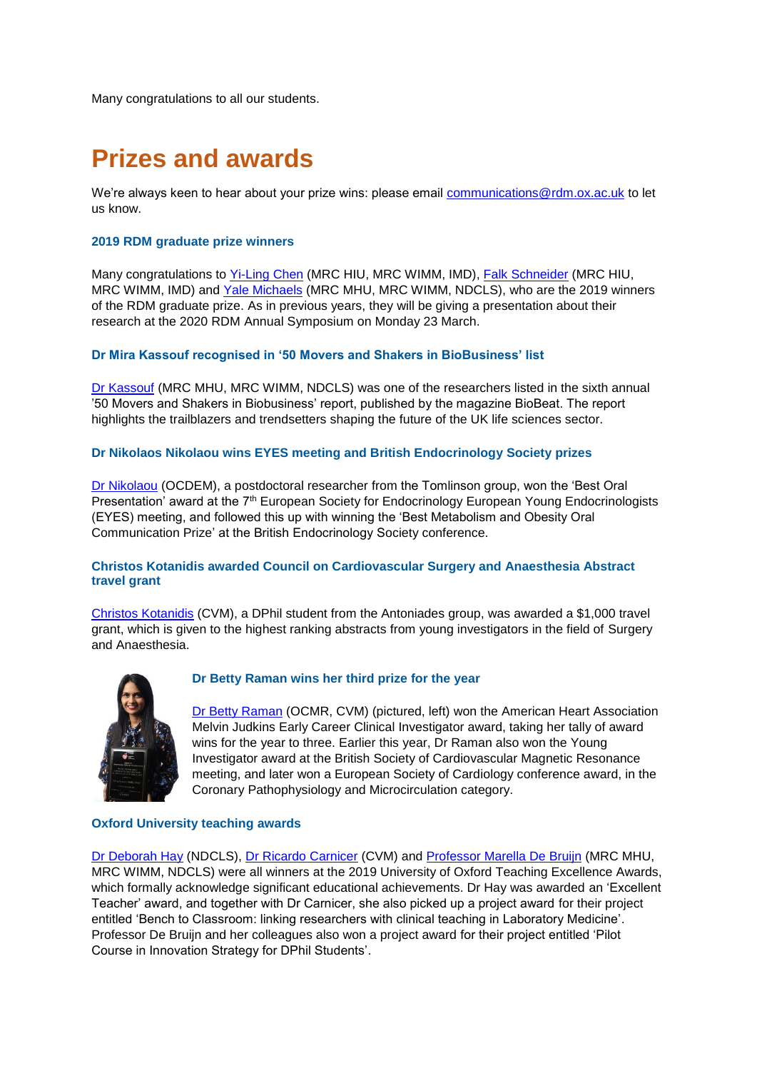Many congratulations to all our students.

# Prizes and awards

We're always keen to hear about your prize wins: please email communications@rdm.ox.ac.uk to let us know.

### 2019 RDM graduate prize winners

Many congratulations to Yi-Ling Chen (MRC HIU, MRC WIMM, IMD), Falk Schneider (MRC HIU, MRC WIMM, IMD) and Yale Michaels (MRC MHU, MRC WIMM, NDCLS), who are the 2019 winners of the RDM graduate prize. As in previous years, they will be giving a presentation about their research at the 2020 RDM Annual Symposium on Monday 23 March.

### Dr Mira Kassouf recognised in '50 Movers and Shakers in BioBusiness' list

Dr Kassouf (MRC MHU, MRC WIMM, NDCLS) was one of the researchers listed in the sixth annual '50 Movers and Shakers in Biobusiness' report, published by the magazine BioBeat. The report highlights the trailblazers and trendsetters shaping the future of the UK life sciences sector.

### Dr Nikolaos Nikolaou wins EYES meeting and British Endocrinology Society prizes

Dr Nikolaou (OCDEM), a postdoctoral researcher from the Tomlinson group, won the 'Best Oral Presentation' award at the 7th European Society for Endocrinology European Young Endocrinologists (EYES) meeting, and followed this up with winning the 'Best Metabolism and Obesity Oral Communication Prize' at the British Endocrinology Society conference.

### Christos Kotanidis awarded Council on Cardiovascular Surgery and Anaesthesia Abstract travel grant

Christos Kotanidis (CVM), a DPhil student from the Antoniades group, was awarded a $1,000 travel grant, which is given to the highest ranking abstracts from young investigators in the field of Surgery and Anaesthesia.

### Dr Betty Raman wins her third prize for the year

Dr Betty Raman (OCMR, CVM) (pictured, left) won the American Heart Association Melvin Judkins Early Career Clinical Investigator award, taking her tally of award wins for the year to three. Earlier this year, Dr Raman also won the Young Investigator award at the British Society of Cardiovascular Magnetic Resonance meeting, and later won a European Society of Cardiology conference award, in the Coronary Pathophysiology and Microcirculation category.

### Oxford University teaching awards

Dr Deborah Hay (NDCLS), Dr Ricardo Carnicer (CVM) and Professor Marella De Bruijn (MRC MHU, MRC WIMM, NDCLS) were all winners at the 2019 University of Oxford Teaching Excellence Awards, which formally acknowledge significant educational achievements. Dr Hay was awarded an 'Excellent Teacher' award, and together with Dr Carnicer, she also picked up a project award for their project entitled 'Bench to Classroom: linking researchers with clinical teaching in Laboratory Medicine'. Professor De Bruijn and her colleagues also won a project award for their project entitled 'Pilot Course in Innovation Strategy for DPhil Students'.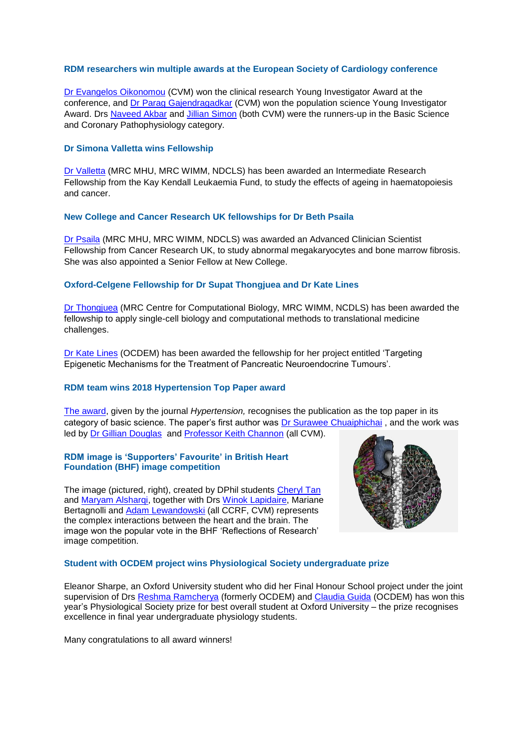### RDM researchers win multiple awards at the European Society of Cardiology conference

Dr Evangelos Oikonomou (CVM) won the clinical research Young Investigator Award at the conference, and Dr Parag Gajendragadkar (CVM) won the population science Young Investigator Award. Drs Naveed Akbar and Jillian Simon (both CVM) were the runners-up in the Basic Science and Coronary Pathophysiology category.

### Dr Simona Valletta wins Fellowship

Dr Valletta (MRC MHU, MRC WIMM, NDCLS) has been awarded an Intermediate Research Fellowship from the Kay Kendall Leukaemia Fund, to study the effects of ageing in haematopoiesis and cancer.

### New College and Cancer Research UK fellowships for Dr Beth Psaila

Dr Psaila (MRC MHU, MRC WIMM, NDCLS) was awarded an Advanced Clinician Scientist Fellowship from Cancer Research UK, to study abnormal megakaryocytes and bone marrow fibrosis. She was also appointed a Senior Fellow at New College.

### Oxford-Celgene Fellowship for Dr Supat Thongjuea and Dr Kate Lines

Dr Thongjuea (MRC Centre for Computational Biology, MRC WIMM, NCDLS) has been awarded the fellowship to apply single-cell biology and computational methods to translational medicine challenges.

Dr Kate Lines (OCDEM) has been awarded the fellowship for her project entitled 'Targeting Epigenetic Mechanisms for the Treatment of Pancreatic Neuroendocrine Tumours'.

### RDM team wins 2018 Hypertension Top Paper award

The award, given by the journal *Hypertension,* recognises the publication as the top paper in its category of basic science. The paper's first author was Dr Surawee Chuaiphichai , and the work was led by Dr Gillian Douglas and Professor Keith Channon (all CVM).

### RDM image is 'Supporters' Favourite' in British Heart Foundation (BHF) image competition

The image (pictured, right), created by DPhil students Cheryl Tan and Maryam Alsharqi, together with Drs Winok Lapidaire, Mariane Bertagnolli and Adam Lewandowski (all CCRF, CVM) represents the complex interactions between the heart and the brain. The image won the popular vote in the BHF 'Reflections of Research' image competition.

### Student with OCDEM project wins Physiological Society undergraduate prize

Eleanor Sharpe, an Oxford University student who did her Final Honour School project under the joint supervision of Drs Reshma Ramcherya (formerly OCDEM) and Claudia Guida (OCDEM) has won this year's Physiological Society prize for best overall student at Oxford University – the prize recognises excellence in final year undergraduate physiology students.

Many congratulations to all award winners!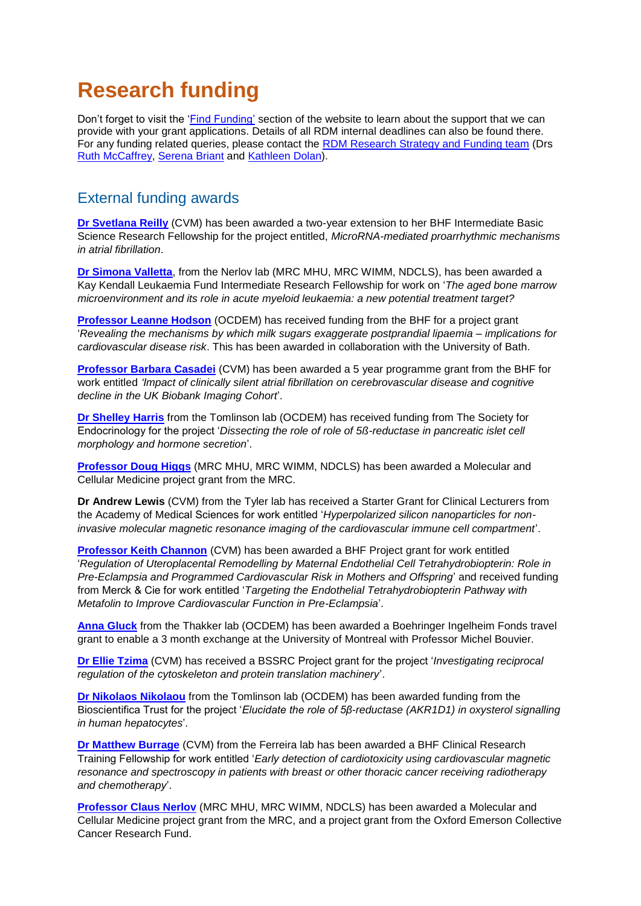# Research funding

Don't forget to visit the 'Find Funding' section of the website to learn about the support that we can provide with your grant applications. Details of all RDM internal deadlines can also be found there. For any funding related queries, please contact the RDM Research Strategy and Funding team (Drs Ruth McCaffrey, Serena Briant and Kathleen Dolan).

## External funding awards

**Dr Svetlana Reilly** (CVM) has been awarded a two-year extension to her BHF Intermediate Basic Science Research Fellowship for the project entitled, *MicroRNA-mediated proarrhythmic mechanisms in atrial fibrillation*.

**Dr Simona Valletta**, from the Nerlov lab (MRC MHU, MRC WIMM, NDCLS), has been awarded a Kay Kendall Leukaemia Fund Intermediate Research Fellowship for work on '*The aged bone marrow microenvironment and its role in acute myeloid leukaemia: a new potential treatment target?*

**Professor Leanne Hodson** (OCDEM) has received funding from the BHF for a project grant '*Revealing the mechanisms by which milk sugars exaggerate postprandial lipaemia – implications for cardiovascular disease risk*. This has been awarded in collaboration with the University of Bath.

**Professor Barbara Casadei** (CVM) has been awarded a 5 year programme grant from the BHF for work entitled *'Impact of clinically silent atrial fibrillation on cerebrovascular disease and cognitive decline in the UK Biobank Imaging Cohort*'.

**Dr Shelley Harris** from the Tomlinson lab (OCDEM) has received funding from The Society for Endocrinology for the project '*Dissecting the role of role of 5ß-reductase in pancreatic islet cell morphology and hormone secretion*'.

**Professor Doug Higgs** (MRC MHU, MRC WIMM, NDCLS) has been awarded a Molecular and Cellular Medicine project grant from the MRC.

**Dr Andrew Lewis** (CVM) from the Tyler lab has received a Starter Grant for Clinical Lecturers from the Academy of Medical Sciences for work entitled '*Hyperpolarized silicon nanoparticles for non-invasive molecular magnetic resonance imaging of the cardiovascular immune cell compartment*'.

**Professor Keith Channon** (CVM) has been awarded a BHF Project grant for work entitled '*Regulation of Uteroplacental Remodelling by Maternal Endothelial Cell Tetrahydrobiopterin: Role in Pre-Eclampsia and Programmed Cardiovascular Risk in Mothers and Offspring*' and received funding from Merck & Cie for work entitled '*Targeting the Endothelial Tetrahydrobiopterin Pathway with Metafolin to Improve Cardiovascular Function in Pre-Eclampsia*'.

**Anna Gluck** from the Thakker lab (OCDEM) has been awarded a Boehringer Ingelheim Fonds travel grant to enable a 3 month exchange at the University of Montreal with Professor Michel Bouvier.

**Dr Ellie Tzima** (CVM) has received a BSSRC Project grant for the project '*Investigating reciprocal regulation of the cytoskeleton and protein translation machinery*'.

**Dr Nikolaos Nikolaou** from the Tomlinson lab (OCDEM) has been awarded funding from the Bioscientifica Trust for the project '*Elucidate the role of 5β-reductase (AKR1D1) in oxysterol signalling in human hepatocytes*'.

**Dr Matthew Burrage** (CVM) from the Ferreira lab has been awarded a BHF Clinical Research Training Fellowship for work entitled '*Early detection of cardiotoxicity using cardiovascular magnetic resonance and spectroscopy in patients with breast or other thoracic cancer receiving radiotherapy and chemotherapy*'.

**Professor Claus Nerlov** (MRC MHU, MRC WIMM, NDCLS) has been awarded a Molecular and Cellular Medicine project grant from the MRC, and a project grant from the Oxford Emerson Collective Cancer Research Fund.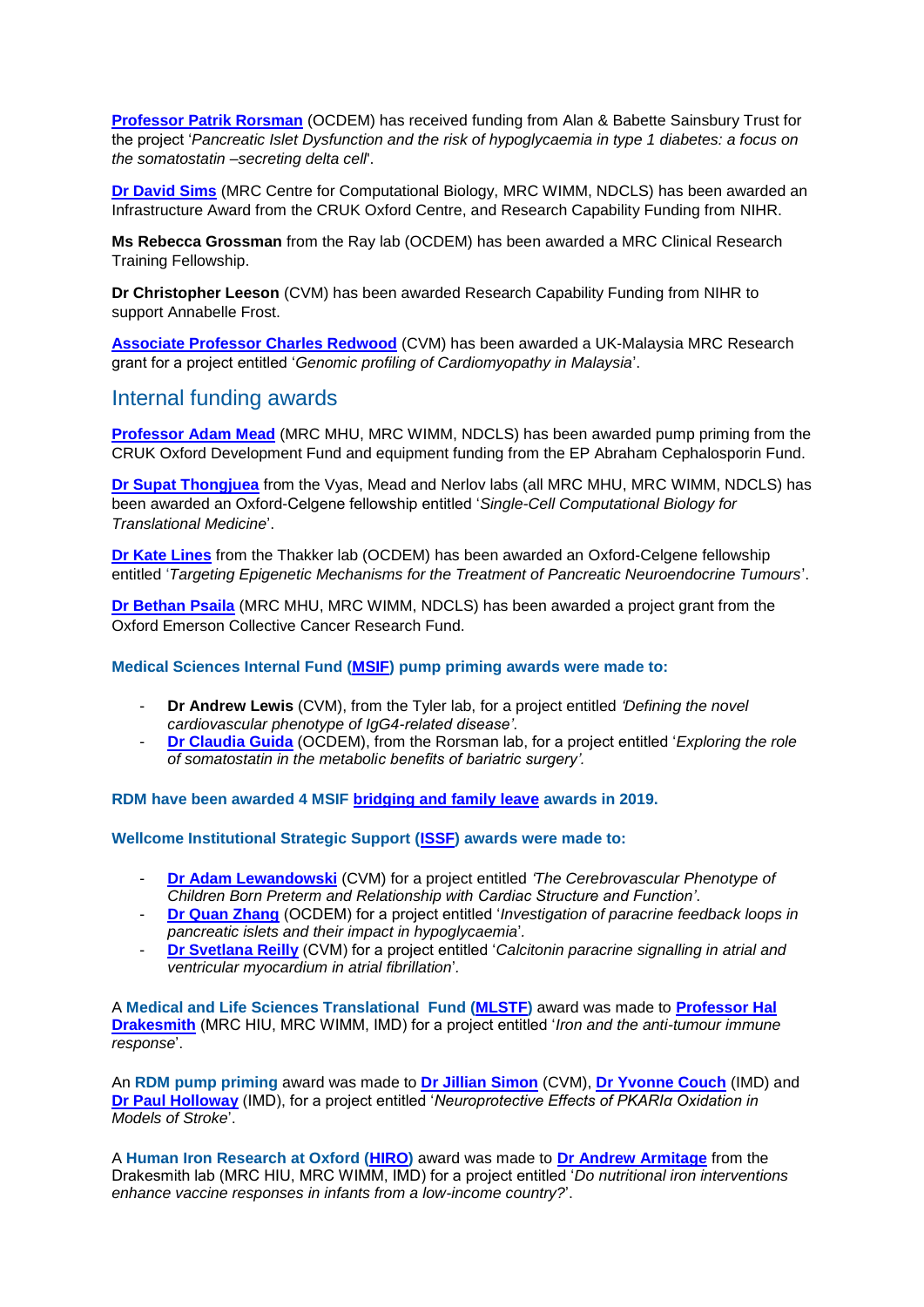**Professor Patrik Rorsman** (OCDEM) has received funding from Alan & Babette Sainsbury Trust for the project '*Pancreatic Islet Dysfunction and the risk of hypoglycaemia in type 1 diabetes: a focus on the somatostatin –secreting delta cell*'.

**Dr David Sims** (MRC Centre for Computational Biology, MRC WIMM, NDCLS) has been awarded an Infrastructure Award from the CRUK Oxford Centre, and Research Capability Funding from NIHR.

**Ms Rebecca Grossman** from the Ray lab (OCDEM) has been awarded a MRC Clinical Research Training Fellowship.

**Dr Christopher Leeson** (CVM) has been awarded Research Capability Funding from NIHR to support Annabelle Frost.

**Associate Professor Charles Redwood** (CVM) has been awarded a UK-Malaysia MRC Research grant for a project entitled '*Genomic profiling of Cardiomyopathy in Malaysia*'.

## Internal funding awards

**Professor Adam Mead** (MRC MHU, MRC WIMM, NDCLS) has been awarded pump priming from the CRUK Oxford Development Fund and equipment funding from the EP Abraham Cephalosporin Fund.

**Dr Supat Thongjuea** from the Vyas, Mead and Nerlov labs (all MRC MHU, MRC WIMM, NDCLS) has been awarded an Oxford-Celgene fellowship entitled '*Single-Cell Computational Biology for Translational Medicine*'.

**Dr Kate Lines** from the Thakker lab (OCDEM) has been awarded an Oxford-Celgene fellowship entitled '*Targeting Epigenetic Mechanisms for the Treatment of Pancreatic Neuroendocrine Tumours*'.

**Dr Bethan Psaila** (MRC MHU, MRC WIMM, NDCLS) has been awarded a project grant from the Oxford Emerson Collective Cancer Research Fund.

**Medical Sciences Internal Fund (MSIF) pump priming awards were made to:**

- **Dr Andrew Lewis** (CVM), from the Tyler lab, for a project entitled *'Defining the novel cardiovascular phenotype of IgG4-related disease'*.
- **Dr Claudia Guida** (OCDEM), from the Rorsman lab, for a project entitled '*Exploring the role of somatostatin in the metabolic benefits of bariatric surgery'*.

**RDM have been awarded 4 MSIF bridging and family leave awards in 2019.**

**Wellcome Institutional Strategic Support (ISSF) awards were made to:**

- **Dr Adam Lewandowski** (CVM) for a project entitled *'The Cerebrovascular Phenotype of Children Born Preterm and Relationship with Cardiac Structure and Function'*.
- **Dr Quan Zhang** (OCDEM) for a project entitled '*Investigation of paracrine feedback loops in pancreatic islets and their impact in hypoglycaemia*'.
- **Dr Svetlana Reilly** (CVM) for a project entitled '*Calcitonin paracrine signalling in atrial and ventricular myocardium in atrial fibrillation*'.

A **Medical and Life Sciences Translational Fund (MLSTF)** award was made to **Professor Hal Drakesmith** (MRC HIU, MRC WIMM, IMD) for a project entitled '*Iron and the anti-tumour immune response*'.

An **RDM pump priming** award was made to **Dr Jillian Simon** (CVM), **Dr Yvonne Couch** (IMD) and **Dr Paul Holloway** (IMD), for a project entitled '*Neuroprotective Effects of PKARIα Oxidation in Models of Stroke*'.

A **Human Iron Research at Oxford (HIRO)** award was made to **Dr Andrew Armitage** from the Drakesmith lab (MRC HIU, MRC WIMM, IMD) for a project entitled '*Do nutritional iron interventions enhance vaccine responses in infants from a low-income country?*'.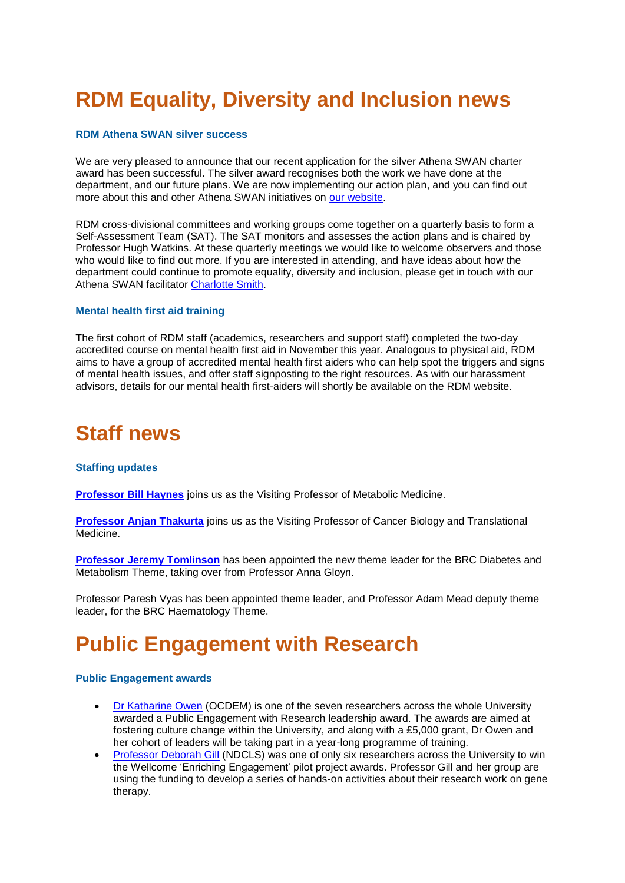# RDM Equality, Diversity and Inclusion news

### RDM Athena SWAN silver success

We are very pleased to announce that our recent application for the silver Athena SWAN charter award has been successful. The silver award recognises both the work we have done at the department, and our future plans. We are now implementing our action plan, and you can find out more about this and other Athena SWAN initiatives on our website.

RDM cross-divisional committees and working groups come together on a quarterly basis to form a Self-Assessment Team (SAT). The SAT monitors and assesses the action plans and is chaired by Professor Hugh Watkins. At these quarterly meetings we would like to welcome observers and those who would like to find out more. If you are interested in attending, and have ideas about how the department could continue to promote equality, diversity and inclusion, please get in touch with our Athena SWAN facilitator Charlotte Smith.

### Mental health first aid training

The first cohort of RDM staff (academics, researchers and support staff) completed the two-day accredited course on mental health first aid in November this year. Analogous to physical aid, RDM aims to have a group of accredited mental health first aiders who can help spot the triggers and signs of mental health issues, and offer staff signposting to the right resources. As with our harassment advisors, details for our mental health first-aiders will shortly be available on the RDM website.

# Staff news

### Staffing updates

**Professor Bill Haynes** joins us as the Visiting Professor of Metabolic Medicine.

**Professor Anjan Thakurta** joins us as the Visiting Professor of Cancer Biology and Translational Medicine.

**Professor Jeremy Tomlinson** has been appointed the new theme leader for the BRC Diabetes and Metabolism Theme, taking over from Professor Anna Gloyn.

Professor Paresh Vyas has been appointed theme leader, and Professor Adam Mead deputy theme leader, for the BRC Haematology Theme.

# Public Engagement with Research

### Public Engagement awards

- Dr Katharine Owen (OCDEM) is one of the seven researchers across the whole University awarded a Public Engagement with Research leadership award. The awards are aimed at fostering culture change within the University, and along with a £5,000 grant, Dr Owen and her cohort of leaders will be taking part in a year-long programme of training.
- Professor Deborah Gill (NDCLS) was one of only six researchers across the University to win the Wellcome 'Enriching Engagement' pilot project awards. Professor Gill and her group are using the funding to develop a series of hands-on activities about their research work on gene therapy.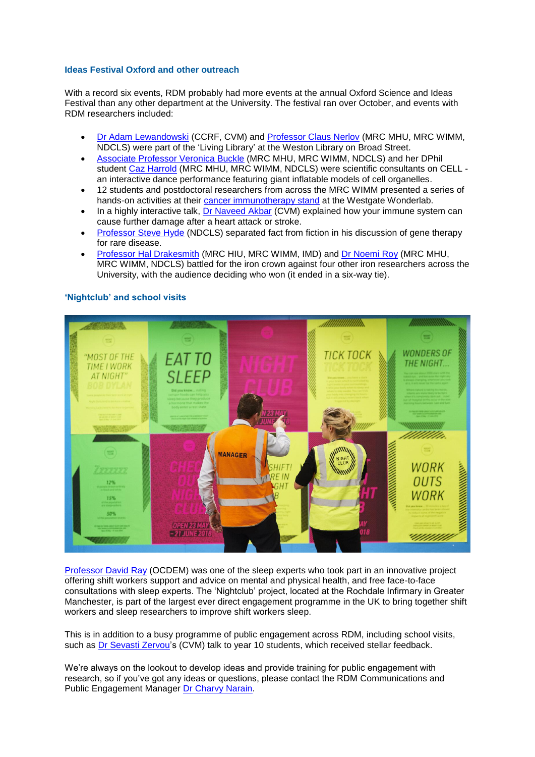### Ideas Festival Oxford and other outreach

With a record six events, RDM probably had more events at the annual Oxford Science and Ideas Festival than any other department at the University. The festival ran over October, and events with RDM researchers included:

- Dr Adam Lewandowski (CCRF, CVM) and Professor Claus Nerlov (MRC MHU, MRC WIMM, NDCLS) were part of the 'Living Library' at the Weston Library on Broad Street.
- Associate Professor Veronica Buckle (MRC MHU, MRC WIMM, NDCLS) and her DPhil student Caz Harrold (MRC MHU, MRC WIMM, NDCLS) were scientific consultants on CELL - an interactive dance performance featuring giant inflatable models of cell organelles.
- 12 students and postdoctoral researchers from across the MRC WIMM presented a series of hands-on activities at their cancer immunotherapy stand at the Westgate Wonderlab.
- In a highly interactive talk, Dr Naveed Akbar (CVM) explained how your immune system can cause further damage after a heart attack or stroke.
- Professor Steve Hyde (NDCLS) separated fact from fiction in his discussion of gene therapy for rare disease.
- Professor Hal Drakesmith (MRC HIU, MRC WIMM, IMD) and Dr Noemi Roy (MRC MHU, MRC WIMM, NDCLS) battled for the iron crown against four other iron researchers across the University, with the audience deciding who won (it ended in a six-way tie).

### 'Nightclub' and school visits

Professor David Ray (OCDEM) was one of the sleep experts who took part in an innovative project offering shift workers support and advice on mental and physical health, and free face-to-face consultations with sleep experts. The 'Nightclub' project, located at the Rochdale Infirmary in Greater Manchester, is part of the largest ever direct engagement programme in the UK to bring together shift workers and sleep researchers to improve shift workers sleep.

This is in addition to a busy programme of public engagement across RDM, including school visits, such as Dr Sevasti Zervou's (CVM) talk to year 10 students, which received stellar feedback.

We're always on the lookout to develop ideas and provide training for public engagement with research, so if you've got any ideas or questions, please contact the RDM Communications and Public Engagement Manager Dr Charvy Narain.